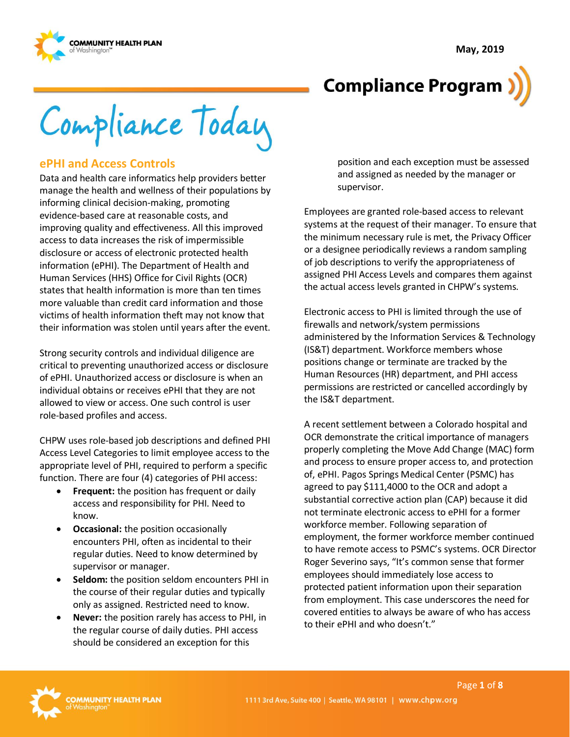May, 2019

# Compliance Program

# Compliance Today

## ePHI and Access Controls

Data and health care informatics help providers better manage the health and wellness of their populations by informing clinical decision-making, promoting evidence-based care at reasonable costs, and improving quality and effectiveness. All this improved access to data increases the risk of impermissible disclosure or access of electronic protected health information (ePHI). The Department of Health and Human Services (HHS) Office for Civil Rights (OCR) states that health information is more than ten times more valuable than credit card information and those victims of health information theft may not know that their information was stolen until years after the event.

Strong security controls and individual diligence are critical to preventing unauthorized access or disclosure of ePHI. Unauthorized access or disclosure is when an individual obtains or receives ePHI that they are not allowed to view or access. One such control is user role-based profiles and access.

CHPW uses role-based job descriptions and defined PHI Access Level Categories to limit employee access to the appropriate level of PHI, required to perform a specific function. There are four (4) categories of PHI access:

- **Frequent:** the position has frequent or daily access and responsibility for PHI. Need to know.
- **Occasional:** the position occasionally encounters PHI, often as incidental to their regular duties. Need to know determined by supervisor or manager.
- **Seldom:** the position seldom encounters PHI in the course of their regular duties and typically only as assigned. Restricted need to know.
- **Never:** the position rarely has access to PHI, in the regular course of daily duties. PHI access should be considered an exception for this position and each exception must be assessed and assigned as needed by the manager or supervisor.

Employees are granted role-based access to relevant systems at the request of their manager. To ensure that the minimum necessary rule is met, the Privacy Officer or a designee periodically reviews a random sampling of job descriptions to verify the appropriateness of assigned PHI Access Levels and compares them against the actual access levels granted in CHPW's systems.

Electronic access to PHI is limited through the use of firewalls and network/system permissions administered by the Information Services & Technology (IS&T) department. Workforce members whose positions change or terminate are tracked by the Human Resources (HR) department, and PHI access permissions are restricted or cancelled accordingly by the IS&T department.

A recent settlement between a Colorado hospital and OCR demonstrate the critical importance of managers properly completing the Move Add Change (MAC) form and process to ensure proper access to, and protection of, ePHI. Pagos Springs Medical Center (PSMC) has agreed to pay $111,4000 to the OCR and adopt a substantial corrective action plan (CAP) because it did not terminate electronic access to ePHI for a former workforce member. Following separation of employment, the former workforce member continued to have remote access to PSMC's systems. OCR Director Roger Severino says, "It's common sense that former employees should immediately lose access to protected patient information upon their separation from employment. This case underscores the need for covered entities to always be aware of who has access to their ePHI and who doesn't."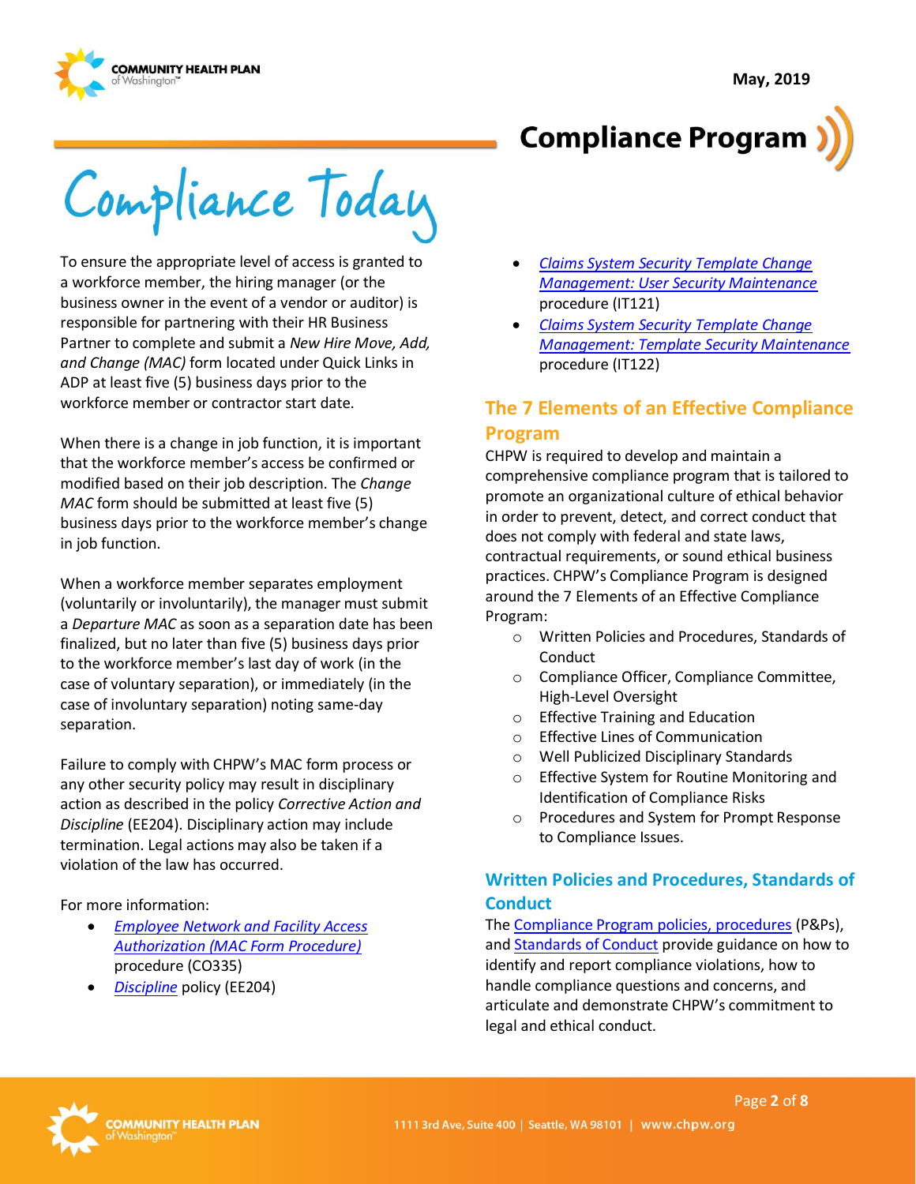To ensure the appropriate level of access is granted to a workforce member, the hiring manager (or the business owner in the event of a vendor or auditor) is responsible for partnering with their HR Business Partner to complete and submit a *New Hire Move, Add, and Change (MAC)* form located under Quick Links in ADP at least five (5) business days prior to the workforce member or contractor start date.

When there is a change in job function, it is important that the workforce member's access be confirmed or modified based on their job description. The *Change MAC* form should be submitted at least five (5) business days prior to the workforce member's change in job function.

When a workforce member separates employment (voluntarily or involuntarily), the manager must submit a *Departure MAC* as soon as a separation date has been finalized, but no later than five (5) business days prior to the workforce member's last day of work (in the case of voluntary separation), or immediately (in the case of involuntary separation) noting same-day separation.

Failure to comply with CHPW's MAC form process or any other security policy may result in disciplinary action as described in the policy *Corrective Action and Discipline* (EE204). Disciplinary action may include termination. Legal actions may also be taken if a violation of the law has occurred.

For more information:

- *Employee Network and Facility Access Authorization (MAC Form Procedure)* procedure (CO335)
- *Discipline* policy (EE204)
- *Claims System Security Template Change Management: User Security Maintenance* procedure (IT121)
- *Claims System Security Template Change Management: Template Security Maintenance* procedure (IT122)

## The 7 Elements of an Effective Compliance Program

CHPW is required to develop and maintain a comprehensive compliance program that is tailored to promote an organizational culture of ethical behavior in order to prevent, detect, and correct conduct that does not comply with federal and state laws, contractual requirements, or sound ethical business practices. CHPW's Compliance Program is designed around the 7 Elements of an Effective Compliance Program:

- Written Policies and Procedures, Standards of Conduct
- Compliance Officer, Compliance Committee, High-Level Oversight
- Effective Training and Education
- Effective Lines of Communication
- Well Publicized Disciplinary Standards
- Effective System for Routine Monitoring and Identification of Compliance Risks
- Procedures and System for Prompt Response to Compliance Issues.

## Written Policies and Procedures, Standards of Conduct

The Compliance Program policies, procedures (P&Ps), and Standards of Conduct provide guidance on how to identify and report compliance violations, how to handle compliance questions and concerns, and articulate and demonstrate CHPW's commitment to legal and ethical conduct.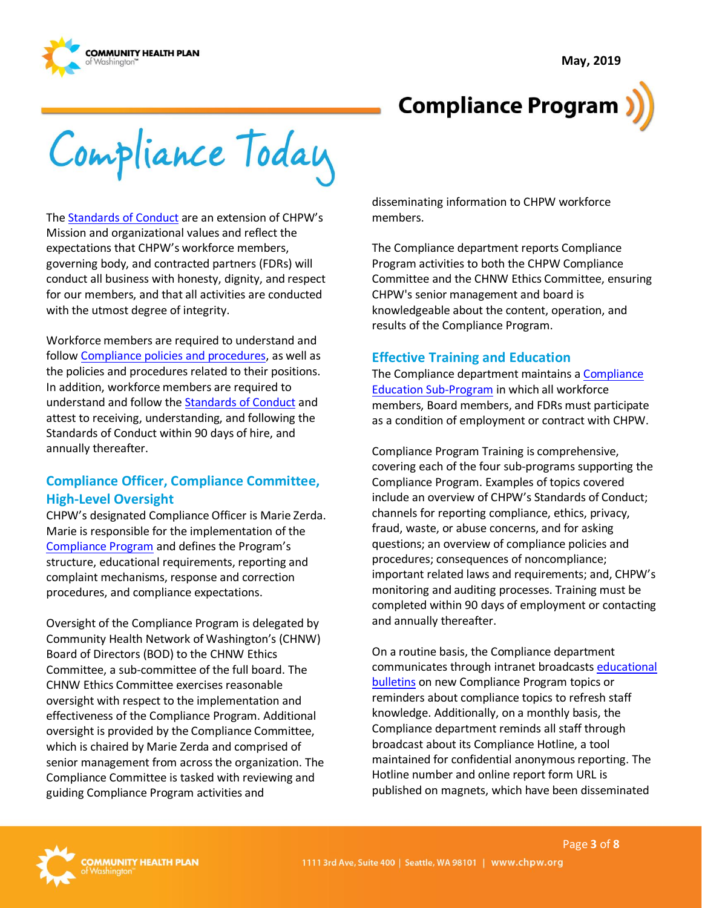# Compliance Program

## Compliance Today

The Standards of Conduct are an extension of CHPW's Mission and organizational values and reflect the expectations that CHPW's workforce members, governing body, and contracted partners (FDRs) will conduct all business with honesty, dignity, and respect for our members, and that all activities are conducted with the utmost degree of integrity.

Workforce members are required to understand and follow Compliance policies and procedures, as well as the policies and procedures related to their positions. In addition, workforce members are required to understand and follow the Standards of Conduct and attest to receiving, understanding, and following the Standards of Conduct within 90 days of hire, and annually thereafter.

### Compliance Officer, Compliance Committee, High-Level Oversight

CHPW's designated Compliance Officer is Marie Zerda. Marie is responsible for the implementation of the Compliance Program and defines the Program's structure, educational requirements, reporting and complaint mechanisms, response and correction procedures, and compliance expectations.

Oversight of the Compliance Program is delegated by Community Health Network of Washington's (CHNW) Board of Directors (BOD) to the CHNW Ethics Committee, a sub-committee of the full board. The CHNW Ethics Committee exercises reasonable oversight with respect to the implementation and effectiveness of the Compliance Program. Additional oversight is provided by the Compliance Committee, which is chaired by Marie Zerda and comprised of senior management from across the organization. The Compliance Committee is tasked with reviewing and guiding Compliance Program activities and disseminating information to CHPW workforce members.

The Compliance department reports Compliance Program activities to both the CHPW Compliance Committee and the CHNW Ethics Committee, ensuring CHPW's senior management and board is knowledgeable about the content, operation, and results of the Compliance Program.

### Effective Training and Education

The Compliance department maintains a Compliance Education Sub-Program in which all workforce members, Board members, and FDRs must participate as a condition of employment or contract with CHPW.

Compliance Program Training is comprehensive, covering each of the four sub-programs supporting the Compliance Program. Examples of topics covered include an overview of CHPW's Standards of Conduct; channels for reporting compliance, ethics, privacy, fraud, waste, or abuse concerns, and for asking questions; an overview of compliance policies and procedures; consequences of noncompliance; important related laws and requirements; and, CHPW's monitoring and auditing processes. Training must be completed within 90 days of employment or contacting and annually thereafter.

On a routine basis, the Compliance department communicates through intranet broadcasts educational bulletins on new Compliance Program topics or reminders about compliance topics to refresh staff knowledge. Additionally, on a monthly basis, the Compliance department reminds all staff through broadcast about its Compliance Hotline, a tool maintained for confidential anonymous reporting. The Hotline number and online report form URL is published on magnets, which have been disseminated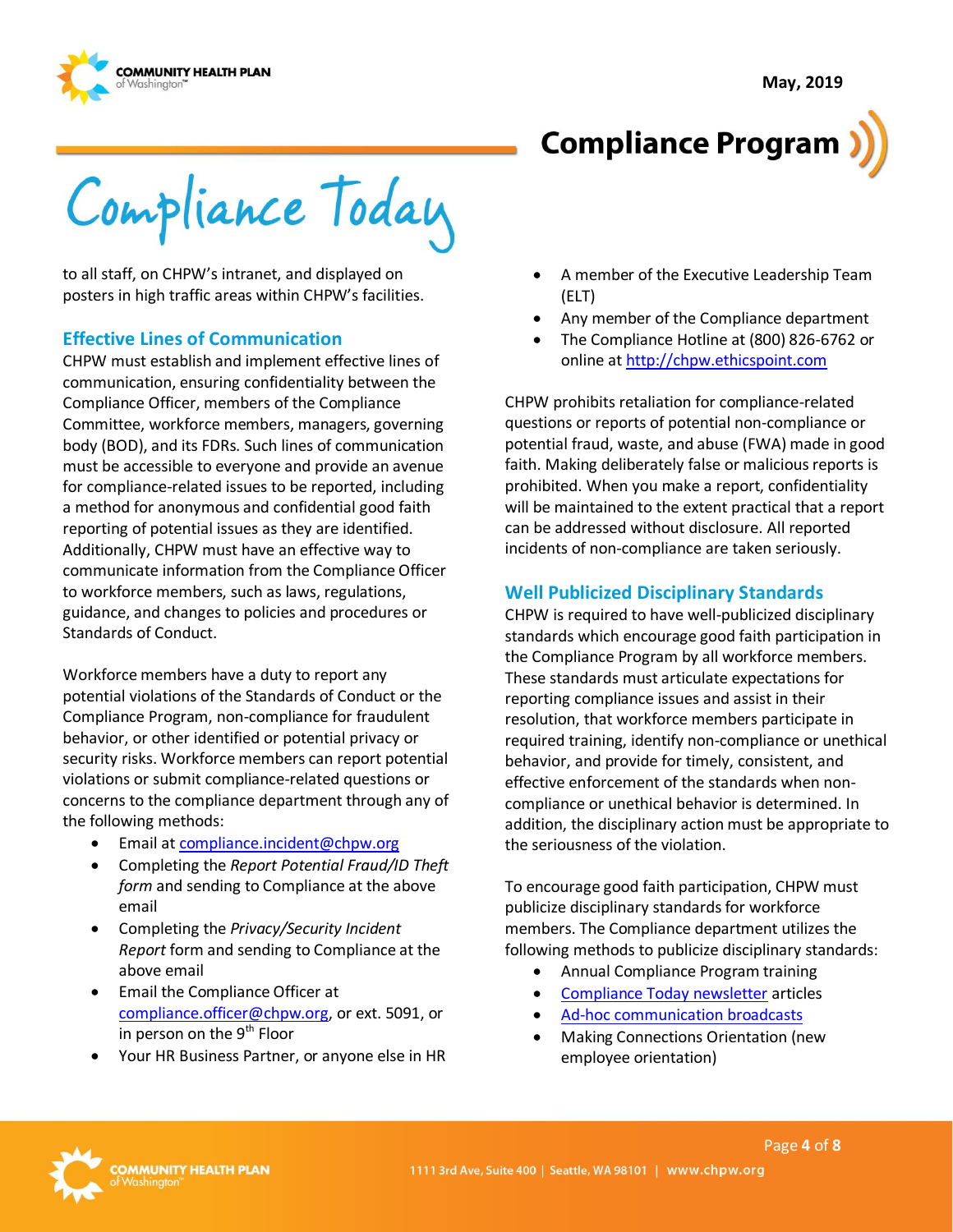to all staff, on CHPW's intranet, and displayed on posters in high traffic areas within CHPW's facilities.

## Effective Lines of Communication

CHPW must establish and implement effective lines of communication, ensuring confidentiality between the Compliance Officer, members of the Compliance Committee, workforce members, managers, governing body (BOD), and its FDRs. Such lines of communication must be accessible to everyone and provide an avenue for compliance-related issues to be reported, including a method for anonymous and confidential good faith reporting of potential issues as they are identified. Additionally, CHPW must have an effective way to communicate information from the Compliance Officer to workforce members, such as laws, regulations, guidance, and changes to policies and procedures or Standards of Conduct.

Workforce members have a duty to report any potential violations of the Standards of Conduct or the Compliance Program, non-compliance for fraudulent behavior, or other identified or potential privacy or security risks. Workforce members can report potential violations or submit compliance-related questions or concerns to the compliance department through any of the following methods:

- Email at compliance.incident@chpw.org
- Completing the *Report Potential Fraud/ID Theft form* and sending to Compliance at the above email
- Completing the *Privacy/Security Incident Report* form and sending to Compliance at the above email
- Email the Compliance Officer at compliance.officer@chpw.org, or ext. 5091, or in person on the 9th Floor
- Your HR Business Partner, or anyone else in HR
- A member of the Executive Leadership Team (ELT)
- Any member of the Compliance department
- The Compliance Hotline at (800) 826-6762 or online at http://chpw.ethicspoint.com

CHPW prohibits retaliation for compliance-related questions or reports of potential non-compliance or potential fraud, waste, and abuse (FWA) made in good faith. Making deliberately false or malicious reports is prohibited. When you make a report, confidentiality will be maintained to the extent practical that a report can be addressed without disclosure. All reported incidents of non-compliance are taken seriously.

## Well Publicized Disciplinary Standards

CHPW is required to have well-publicized disciplinary standards which encourage good faith participation in the Compliance Program by all workforce members. These standards must articulate expectations for reporting compliance issues and assist in their resolution, that workforce members participate in required training, identify non-compliance or unethical behavior, and provide for timely, consistent, and effective enforcement of the standards when non-compliance or unethical behavior is determined. In addition, the disciplinary action must be appropriate to the seriousness of the violation.

To encourage good faith participation, CHPW must publicize disciplinary standards for workforce members. The Compliance department utilizes the following methods to publicize disciplinary standards:

- Annual Compliance Program training
- Compliance Today newsletter articles
- Ad-hoc communication broadcasts
- Making Connections Orientation (new employee orientation)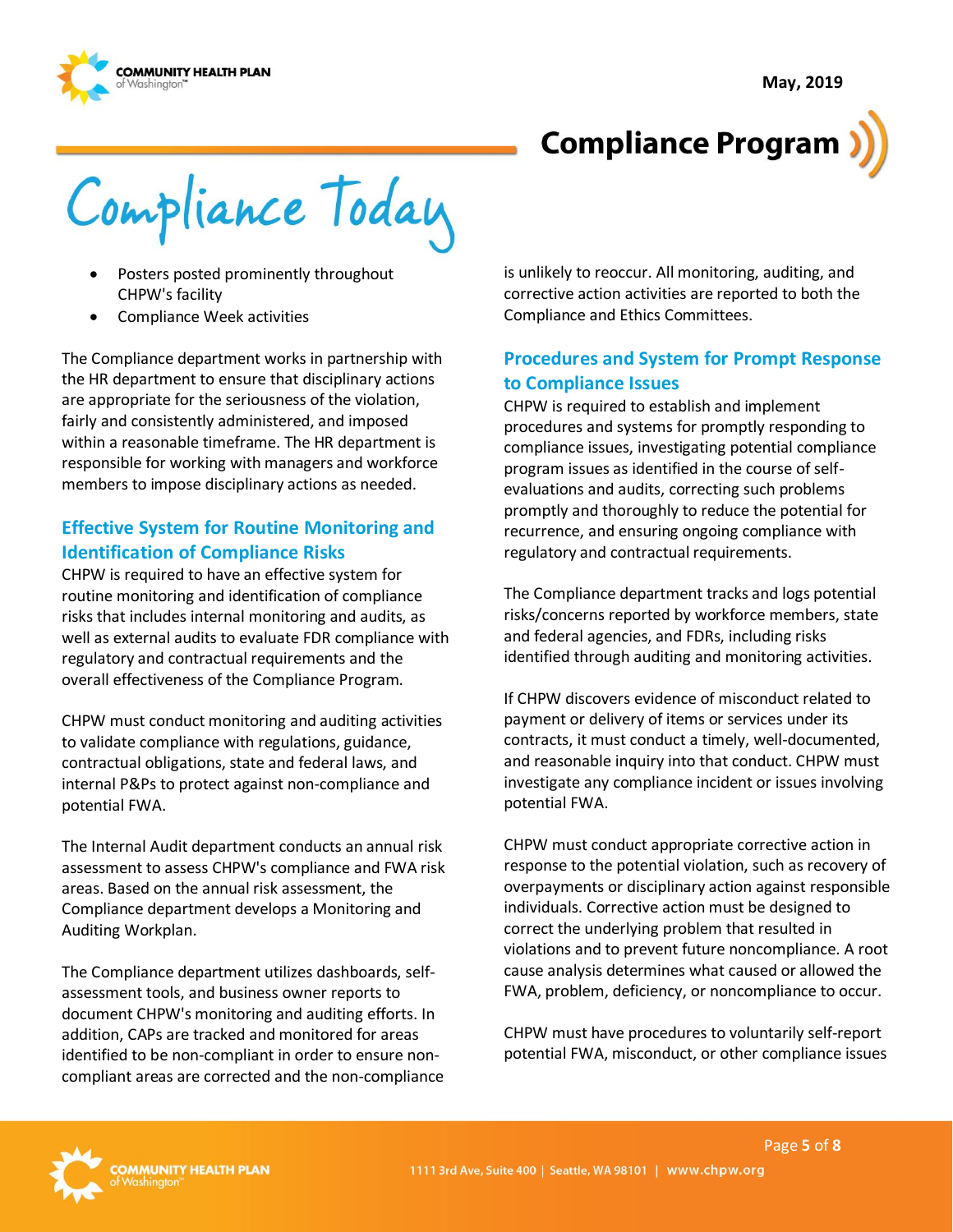- Posters posted prominently throughout CHPW's facility
- Compliance Week activities

The Compliance department works in partnership with the HR department to ensure that disciplinary actions are appropriate for the seriousness of the violation, fairly and consistently administered, and imposed within a reasonable timeframe. The HR department is responsible for working with managers and workforce members to impose disciplinary actions as needed.

## Effective System for Routine Monitoring and Identification of Compliance Risks

CHPW is required to have an effective system for routine monitoring and identification of compliance risks that includes internal monitoring and audits, as well as external audits to evaluate FDR compliance with regulatory and contractual requirements and the overall effectiveness of the Compliance Program.

CHPW must conduct monitoring and auditing activities to validate compliance with regulations, guidance, contractual obligations, state and federal laws, and internal P&Ps to protect against non-compliance and potential FWA.

The Internal Audit department conducts an annual risk assessment to assess CHPW's compliance and FWA risk areas. Based on the annual risk assessment, the Compliance department develops a Monitoring and Auditing Workplan.

The Compliance department utilizes dashboards, self-assessment tools, and business owner reports to document CHPW's monitoring and auditing efforts. In addition, CAPs are tracked and monitored for areas identified to be non-compliant in order to ensure non-compliant areas are corrected and the non-compliance is unlikely to reoccur. All monitoring, auditing, and corrective action activities are reported to both the Compliance and Ethics Committees.

## Procedures and System for Prompt Response to Compliance Issues

CHPW is required to establish and implement procedures and systems for promptly responding to compliance issues, investigating potential compliance program issues as identified in the course of self-evaluations and audits, correcting such problems promptly and thoroughly to reduce the potential for recurrence, and ensuring ongoing compliance with regulatory and contractual requirements.

The Compliance department tracks and logs potential risks/concerns reported by workforce members, state and federal agencies, and FDRs, including risks identified through auditing and monitoring activities.

If CHPW discovers evidence of misconduct related to payment or delivery of items or services under its contracts, it must conduct a timely, well-documented, and reasonable inquiry into that conduct. CHPW must investigate any compliance incident or issues involving potential FWA.

CHPW must conduct appropriate corrective action in response to the potential violation, such as recovery of overpayments or disciplinary action against responsible individuals. Corrective action must be designed to correct the underlying problem that resulted in violations and to prevent future noncompliance. A root cause analysis determines what caused or allowed the FWA, problem, deficiency, or noncompliance to occur.

CHPW must have procedures to voluntarily self-report potential FWA, misconduct, or other compliance issues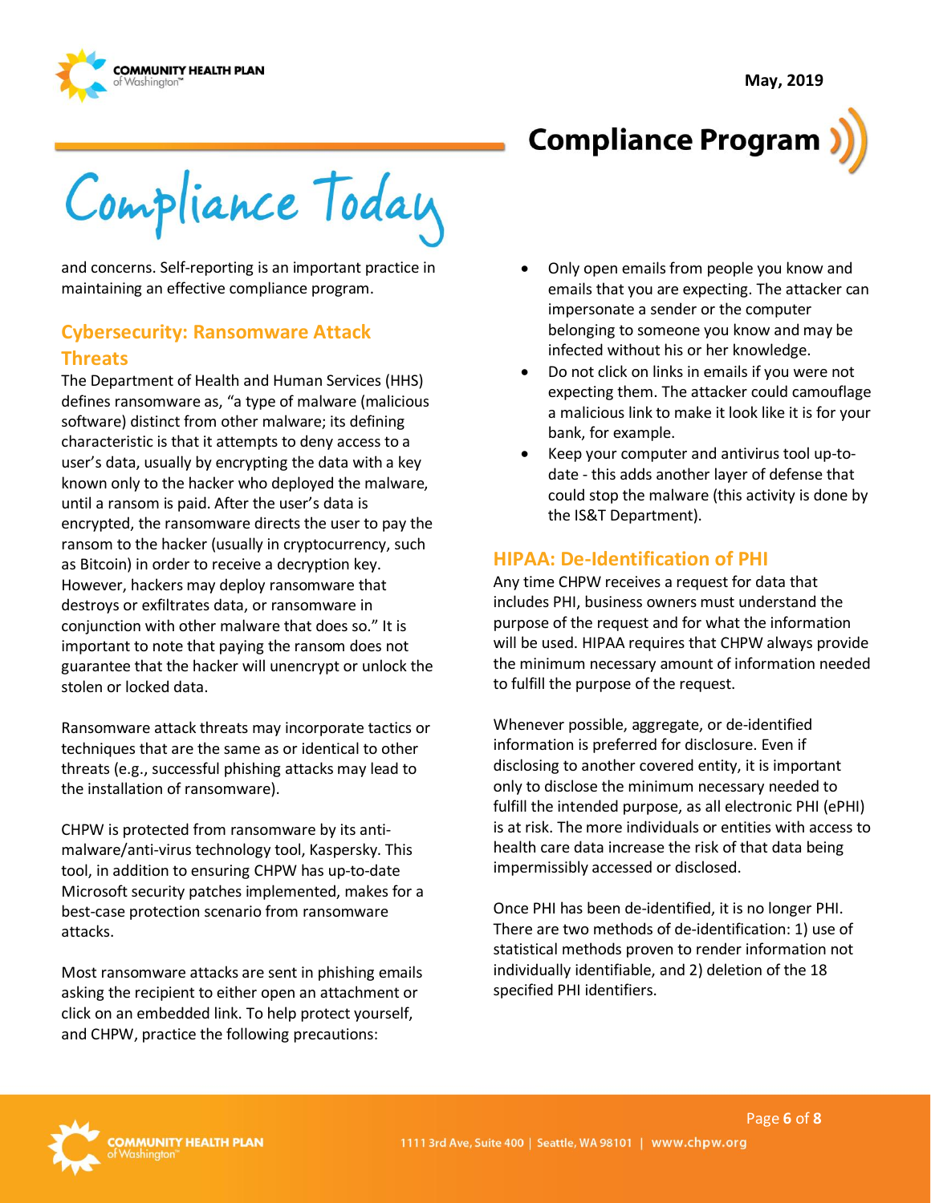and concerns. Self-reporting is an important practice in maintaining an effective compliance program.

## Cybersecurity: Ransomware Attack Threats

The Department of Health and Human Services (HHS) defines ransomware as, "a type of malware (malicious software) distinct from other malware; its defining characteristic is that it attempts to deny access to a user's data, usually by encrypting the data with a key known only to the hacker who deployed the malware, until a ransom is paid. After the user's data is encrypted, the ransomware directs the user to pay the ransom to the hacker (usually in cryptocurrency, such as Bitcoin) in order to receive a decryption key. However, hackers may deploy ransomware that destroys or exfiltrates data, or ransomware in conjunction with other malware that does so." It is important to note that paying the ransom does not guarantee that the hacker will unencrypt or unlock the stolen or locked data.

Ransomware attack threats may incorporate tactics or techniques that are the same as or identical to other threats (e.g., successful phishing attacks may lead to the installation of ransomware).

CHPW is protected from ransomware by its anti-malware/anti-virus technology tool, Kaspersky. This tool, in addition to ensuring CHPW has up-to-date Microsoft security patches implemented, makes for a best-case protection scenario from ransomware attacks.

Most ransomware attacks are sent in phishing emails asking the recipient to either open an attachment or click on an embedded link. To help protect yourself, and CHPW, practice the following precautions:

- Only open emails from people you know and emails that you are expecting. The attacker can impersonate a sender or the computer belonging to someone you know and may be infected without his or her knowledge.
- Do not click on links in emails if you were not expecting them. The attacker could camouflage a malicious link to make it look like it is for your bank, for example.
- Keep your computer and antivirus tool up-to-date - this adds another layer of defense that could stop the malware (this activity is done by the IS&T Department).

## HIPAA: De-Identification of PHI

Any time CHPW receives a request for data that includes PHI, business owners must understand the purpose of the request and for what the information will be used. HIPAA requires that CHPW always provide the minimum necessary amount of information needed to fulfill the purpose of the request.

Whenever possible, aggregate, or de-identified information is preferred for disclosure. Even if disclosing to another covered entity, it is important only to disclose the minimum necessary needed to fulfill the intended purpose, as all electronic PHI (ePHI) is at risk. The more individuals or entities with access to health care data increase the risk of that data being impermissibly accessed or disclosed.

Once PHI has been de-identified, it is no longer PHI. There are two methods of de-identification: 1) use of statistical methods proven to render information not individually identifiable, and 2) deletion of the 18 specified PHI identifiers.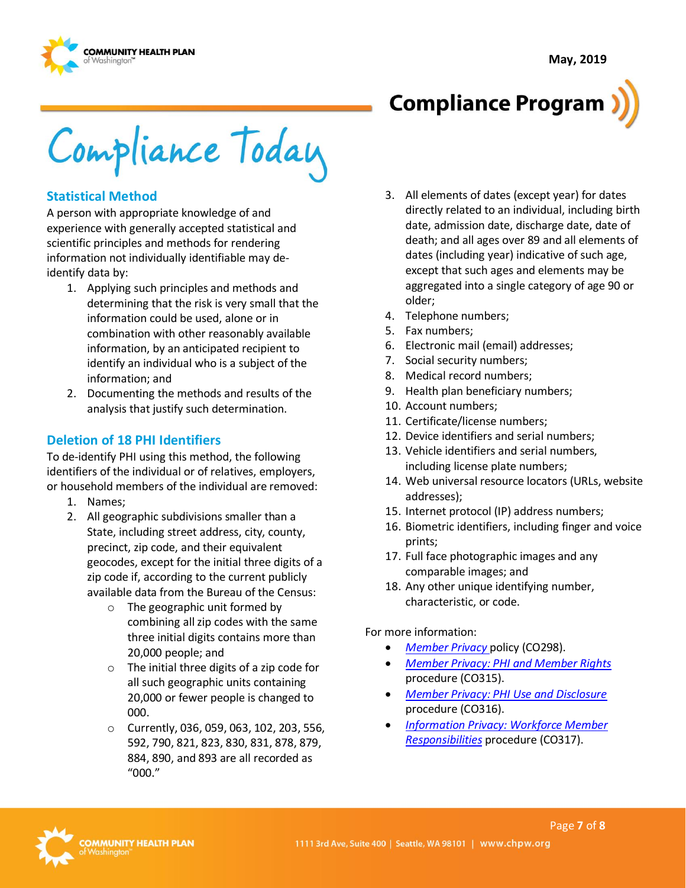## Statistical Method

A person with appropriate knowledge of and experience with generally accepted statistical and scientific principles and methods for rendering information not individually identifiable may de-identify data by:

1. Applying such principles and methods and determining that the risk is very small that the information could be used, alone or in combination with other reasonably available information, by an anticipated recipient to identify an individual who is a subject of the information; and
2. Documenting the methods and results of the analysis that justify such determination.

## Deletion of 18 PHI Identifiers

To de-identify PHI using this method, the following identifiers of the individual or of relatives, employers, or household members of the individual are removed:

1. Names;
2. All geographic subdivisions smaller than a State, including street address, city, county, precinct, zip code, and their equivalent geocodes, except for the initial three digits of a zip code if, according to the current publicly available data from the Bureau of the Census:
   - The geographic unit formed by combining all zip codes with the same three initial digits contains more than 20,000 people; and
   - The initial three digits of a zip code for all such geographic units containing 20,000 or fewer people is changed to 000.
   - Currently, 036, 059, 063, 102, 203, 556, 592, 790, 821, 823, 830, 831, 878, 879, 884, 890, and 893 are all recorded as "000."
3. All elements of dates (except year) for dates directly related to an individual, including birth date, admission date, discharge date, date of death; and all ages over 89 and all elements of dates (including year) indicative of such age, except that such ages and elements may be aggregated into a single category of age 90 or older;
4. Telephone numbers;
5. Fax numbers;
6. Electronic mail (email) addresses;
7. Social security numbers;
8. Medical record numbers;
9. Health plan beneficiary numbers;
10. Account numbers;
11. Certificate/license numbers;
12. Device identifiers and serial numbers;
13. Vehicle identifiers and serial numbers, including license plate numbers;
14. Web universal resource locators (URLs, website addresses);
15. Internet protocol (IP) address numbers;
16. Biometric identifiers, including finger and voice prints;
17. Full face photographic images and any comparable images; and
18. Any other unique identifying number, characteristic, or code.

For more information:

- *Member Privacy* policy (CO298).
- *Member Privacy: PHI and Member Rights* procedure (CO315).
- *Member Privacy: PHI Use and Disclosure* procedure (CO316).
- *Information Privacy: Workforce Member Responsibilities* procedure (CO317).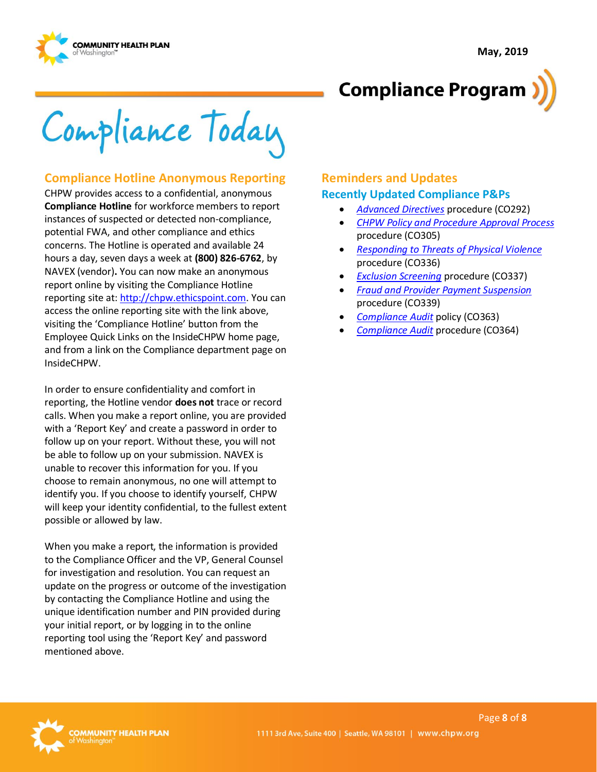# Compliance Today

## Compliance Hotline Anonymous Reporting

CHPW provides access to a confidential, anonymous **Compliance Hotline** for workforce members to report instances of suspected or detected non-compliance, potential FWA, and other compliance and ethics concerns. The Hotline is operated and available 24 hours a day, seven days a week at **(800) 826-6762**, by NAVEX (vendor)**.** You can now make an anonymous report online by visiting the Compliance Hotline reporting site at: http://chpw.ethicspoint.com. You can access the online reporting site with the link above, visiting the 'Compliance Hotline' button from the Employee Quick Links on the InsideCHPW home page, and from a link on the Compliance department page on InsideCHPW.

In order to ensure confidentiality and comfort in reporting, the Hotline vendor **does not** trace or record calls. When you make a report online, you are provided with a 'Report Key' and create a password in order to follow up on your report. Without these, you will not be able to follow up on your submission. NAVEX is unable to recover this information for you. If you choose to remain anonymous, no one will attempt to identify you. If you choose to identify yourself, CHPW will keep your identity confidential, to the fullest extent possible or allowed by law.

When you make a report, the information is provided to the Compliance Officer and the VP, General Counsel for investigation and resolution. You can request an update on the progress or outcome of the investigation by contacting the Compliance Hotline and using the unique identification number and PIN provided during your initial report, or by logging in to the online reporting tool using the 'Report Key' and password mentioned above.

## Reminders and Updates

### Recently Updated Compliance P&Ps

- *Advanced Directives* procedure (CO292)
- *CHPW Policy and Procedure Approval Process* procedure (CO305)
- *Responding to Threats of Physical Violence* procedure (CO336)
- *Exclusion Screening* procedure (CO337)
- *Fraud and Provider Payment Suspension* procedure (CO339)
- *Compliance Audit* policy (CO363)
- *Compliance Audit* procedure (CO364)